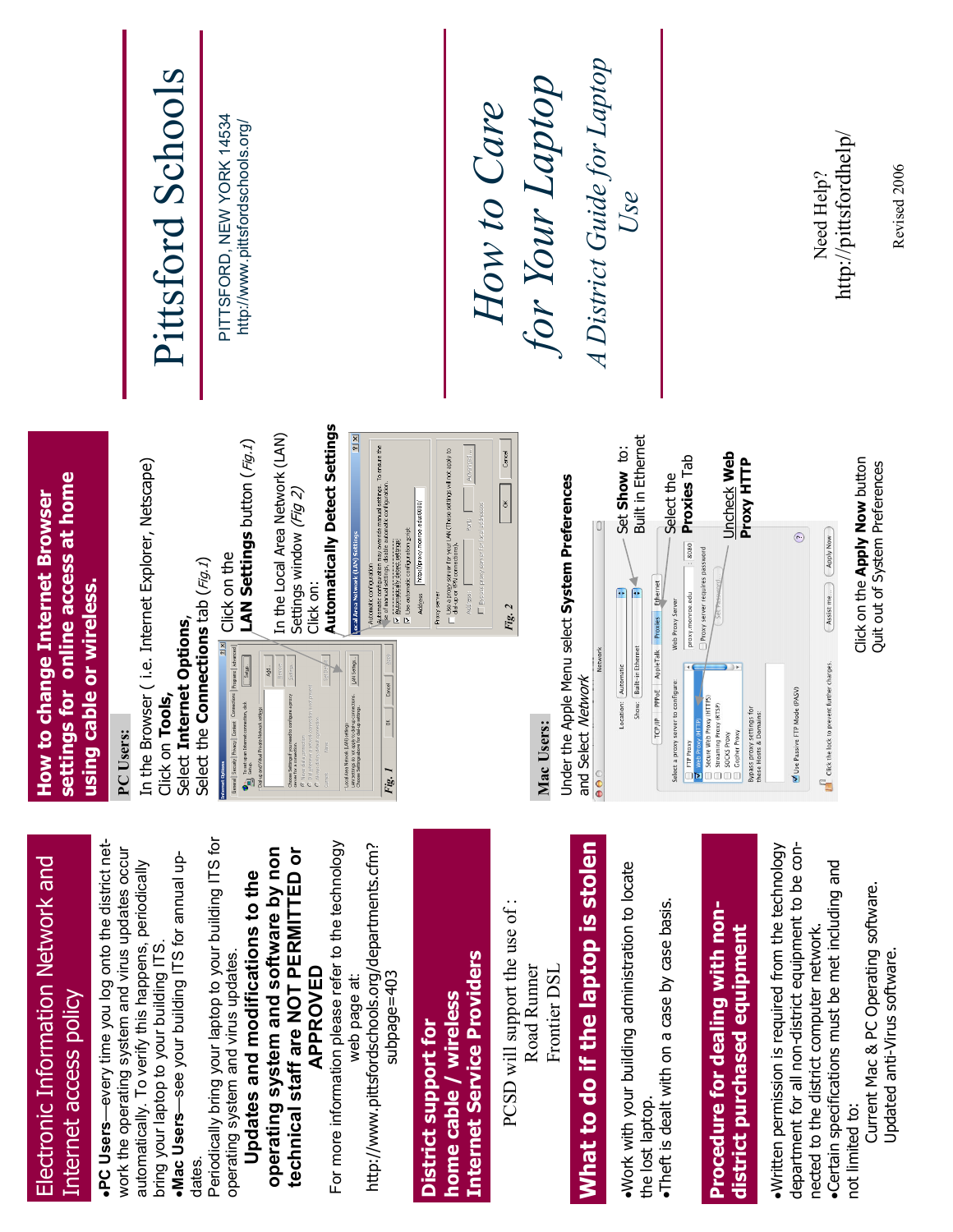# Electronic Information Network and Internet access policy

- **PC Users**—every time you log onto the district network the operating system and virus updates occur automatically. To verify this happens, periodically bring your laptop to your building ITS.
- **Mac Users**—see your building ITS for annual updates.

Periodically bring your laptop to your building ITS for operating system and virus updates.

**Updates and modifications to the operating system and software by non technical staff are NOT PERMITTED or APPROVED**

For more information please refer to the technology web page at:
http://www.pittsfordschools.org/departments.cfm?subpage=403

## District support for home cable / wireless Internet Service Providers

PCSD will support the use of :
Road Runner
Frontier DSL

## What to do if the laptop is stolen

- Work with your building administration to locate the lost laptop.
- Theft is dealt with on a case by case basis.

## Procedure for dealing with non-district purchased equipment

- Written permission is required from the technology department for all non-district equipment to be connected to the district computer network.
- Certain specifications must be met including and not limited to:
  - Current Mac & PC Operating software.
  - Updated anti-Virus software.

## How to change Internet Browser settings for online access at home using cable or wireless.

### PC Users:

In the Browser ( i.e. Internet Explorer, Netscape)
Click on **Tools,**
Select **Internet Options,**
Select the **Connections** tab *(Fig.1)*

Click on the **LAN Settings** button *(Fig.1)*

In the Local Area Network (LAN) Settings window *(Fig 2)*
Click on:
**Automatically Detect Settings**

*Fig. 1*

*Fig. 2*

### Mac Users:

Under the Apple Menu select **System Preferences** and Select *Network*

Set **Show** to: Built in Ethernet

Select the **Proxies** Tab

Uncheck **Web Proxy HTTP**

Click on the **Apply Now** button
Quit out of System Preferences

# Pittsford Schools

PITTSFORD, NEW YORK 14534
http://www.pittsfordschools.org/

# *How to Care for Your Laptop*

## *A District Guide for Laptop Use*

Need Help?
http://pittsfordhelp/

Revised 2006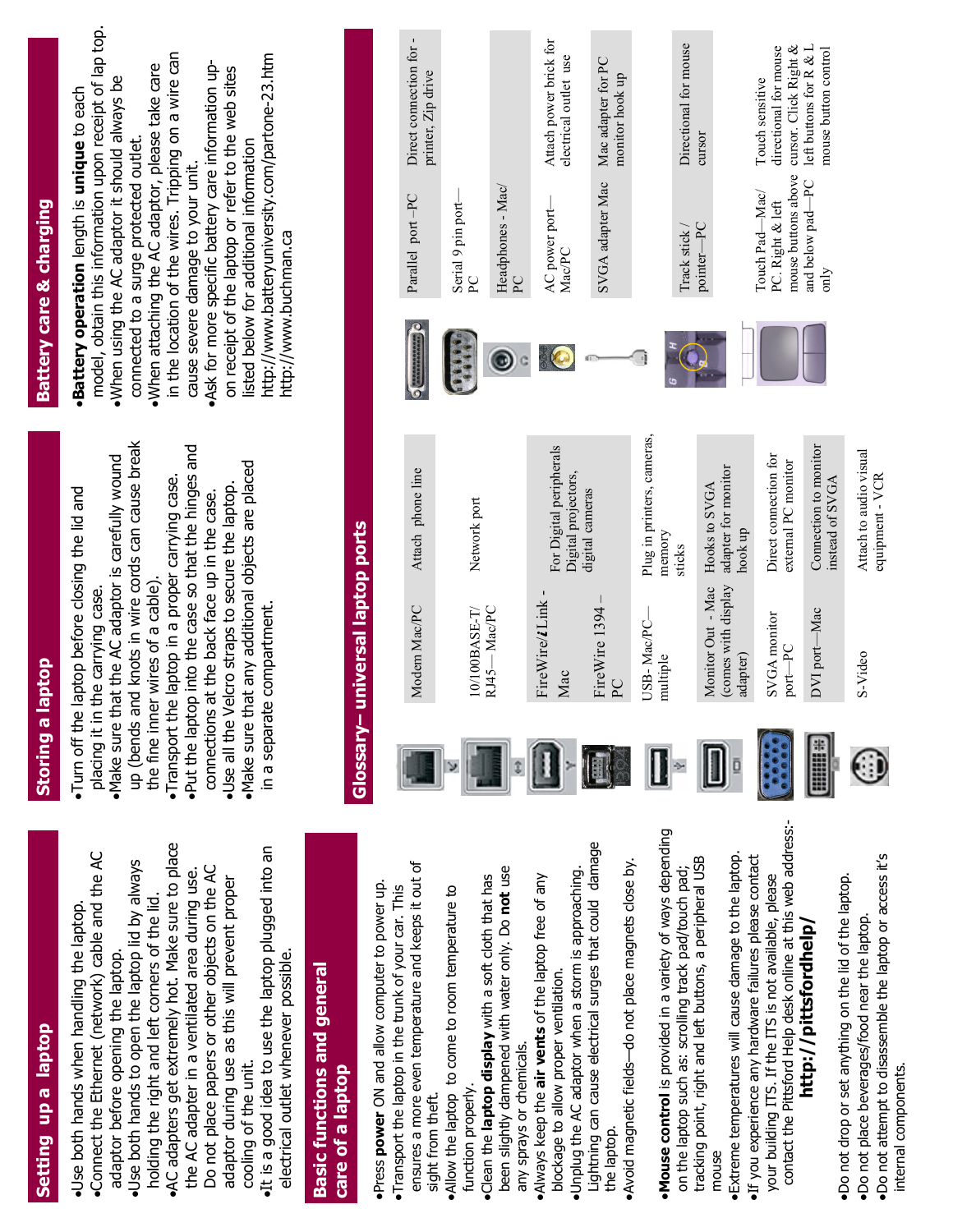## Setting up a laptop

- Use both hands when handling the laptop.
- Connect the Ethernet (network) cable and the AC adaptor before opening the laptop.
- Use both hands to open the laptop lid by always holding the right and left corners of the lid.
- AC adapters get extremely hot. Make sure to place the AC adapter in a ventilated area during use. Do not place papers or other objects on the AC adaptor during use as this will prevent proper cooling of the unit.
- It is a good idea to use the laptop plugged into an electrical outlet whenever possible.

## Basic functions and general care of a laptop

- Press **power** ON and allow computer to power up.
- Transport the laptop in the trunk of your car. This ensures a more even temperature and keeps it out of sight from theft.
- Allow the laptop to come to room temperature to function properly.
- Clean the **laptop display** with a soft cloth that has been slightly dampened with water only. Do **not** use any sprays or chemicals.
- Always keep the **air vents** of the laptop free of any blockage to allow proper ventilation.
- Unplug the AC adaptor when a storm is approaching. Lightning can cause electrical surges that could damage the laptop.
- Avoid magnetic fields—do not place magnets close by.

- **Mouse control** is provided in a variety of ways depending on the laptop such as: scrolling track pad/touch pad; tracking point, right and left buttons, a peripheral USB mouse
- Extreme temperatures will cause damage to the laptop.
- If you experience any hardware failures please contact your building ITS. If the ITS is not available, please contact the Pittsford Help desk online at this web address:-

**http://pittsfordhelp/**

- Do not drop or set anything on the lid of the laptop.
- Do not place beverages/food near the laptop.
- Do not attempt to disassemble the laptop or access it's internal components.

## Storing a laptop

- Turn off the laptop before closing the lid and placing it in the carrying case.
- Make sure that the AC adaptor is carefully wound up (bends and knots in wire cords can cause break the fine inner wires of a cable).
- Transport the laptop in a proper carrying case.
- Put the laptop into the case so that the hinges and connections at the back face up in the case.
- Use all the Velcro straps to secure the laptop.
- Make sure that any additional objects are placed in a separate compartment.

## Battery care & charging

- **Battery operation** length is **unique** to each model, obtain this information upon receipt of lap top.
- When using the AC adaptor it should always be connected to a surge protected outlet.
- When attaching the AC adaptor, please take care in the location of the wires. Tripping on a wire can cause severe damage to your unit.
- Ask for more specific battery care information up-on receipt of the laptop or refer to the web sites listed below for additional information

http://www.batteryuniversity.com/partone-23.htm
http://www.buchman.ca

## Glossary– universal laptop ports

| | |
|---|---|
| Modem Mac/PC | Attach phone line |
| 10/100BASE-T/ RJ45— Mac/PC | Network port |
| FireWire/i.Link - Mac | For Digital peripherals Digital projectors, digital cameras |
| FireWire 1394 – PC | |
| USB- Mac/PC—multiple | Plug in printers, cameras, memory sticks |
| Monitor Out - Mac (comes with display adapter) | Hooks to SVGA adapter for monitor hook up |
| SVGA monitor port—PC | Direct connection for external PC monitor |
| DVI port—Mac | Connection to monitor instead of SVGA |
| S-Video | Attach to audio visual equipment - VCR |
| Parallel port –PC | Direct connection for - printer, Zip drive |
| Serial 9 pin port—PC | |
| Headphones - Mac/ PC | |
| AC power port—Mac/PC | Attach power brick for electrical outlet use |
| SVGA adapter Mac | Mac adapter for PC monitor hook up |
| Track stick / pointer—PC | Directional for mouse cursor |
| Touch Pad—Mac/ PC. Right & left mouse buttons above and below pad—PC only | Touch sensitive directional for mouse cursor. Click Right & left buttons for R & L mouse button control |